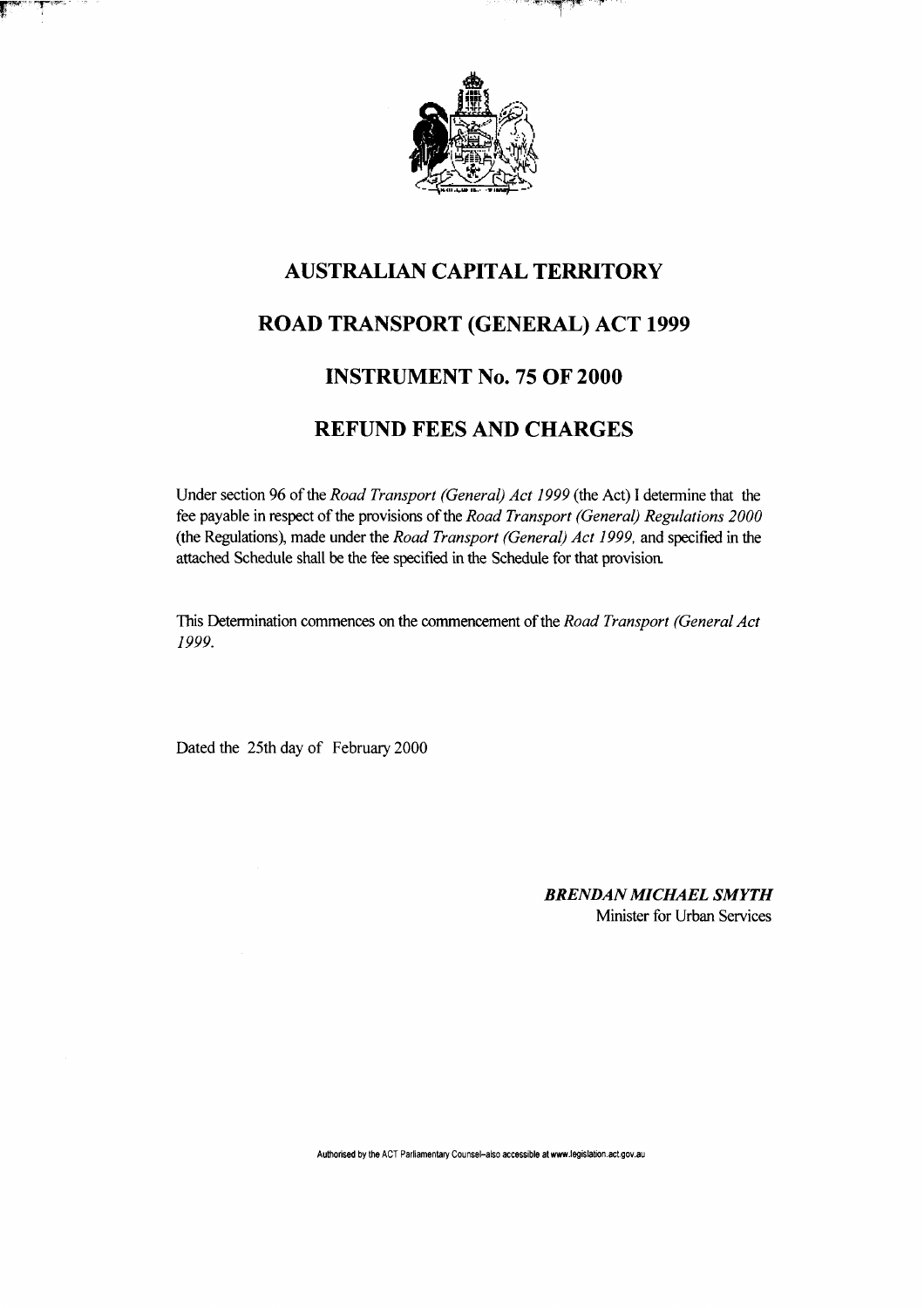# AUSTRALIAN CAPITAL TERRITORY

# ROAD TRANSPORT (GENERAL) ACT 1999

# INSTRUMENT No. 75 OF 2000

# REFUND FEES AND CHARGES

Under section 96 of the *Road Transport (General) Act 1999* (the Act) I determine that the fee payable in respect of the provisions of the *Road Transport (General) Regulations 2000* (the Regulations), made under the *Road Transport (General) Act 1999,* and specified in the attached Schedule shall be the fee specified in the Schedule for that provision.

This Determination commences on the commencement of the *Road Transport (General Act 1999.*

Dated the 25th day of February 2000

***BRENDAN MICHAEL SMYTH***
Minister for Urban Services

Authorised by the ACT Parliamentary Counsel–also accessible at www.legislation.act.gov.au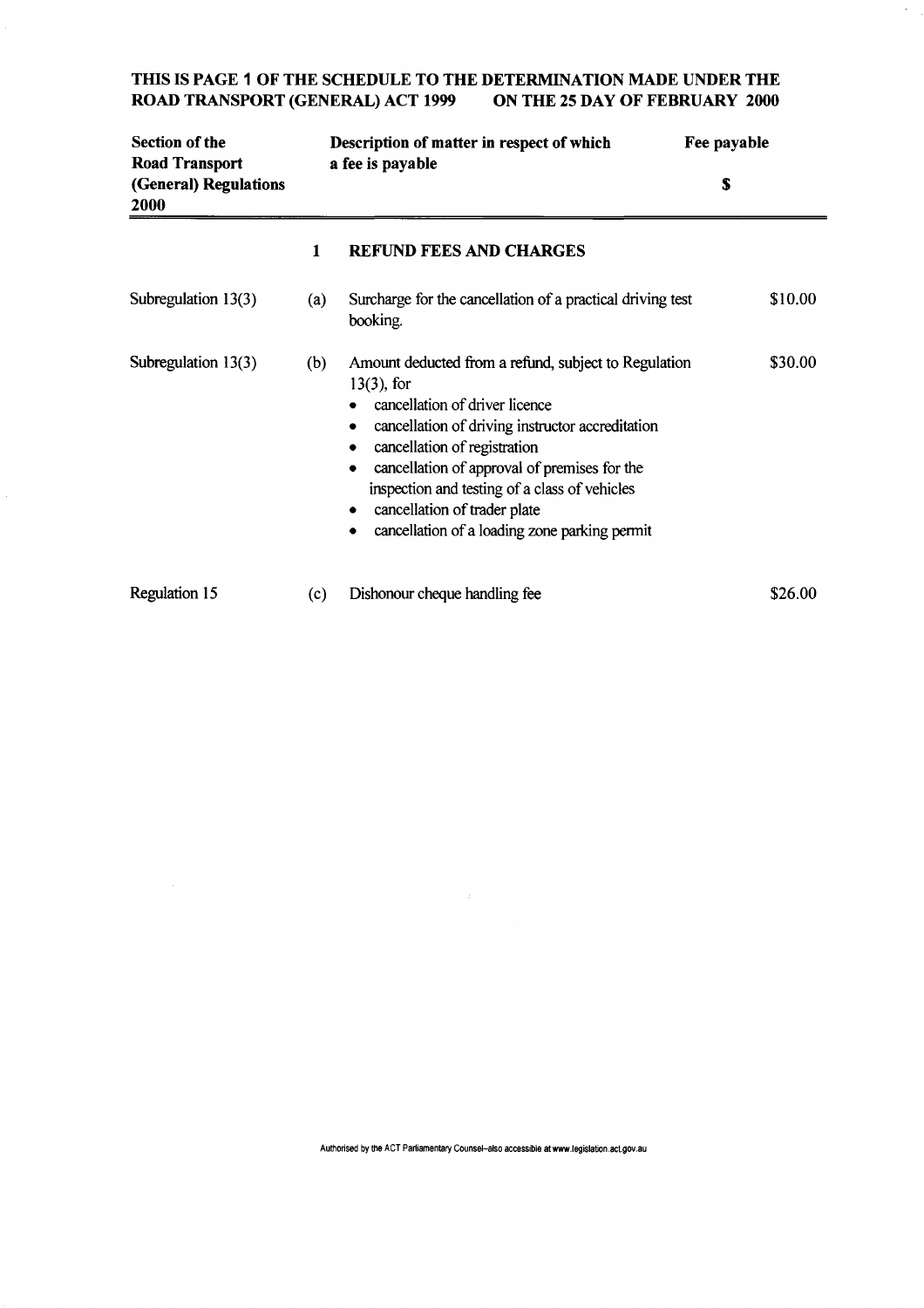**THIS IS PAGE 1 OF THE SCHEDULE TO THE DETERMINATION MADE UNDER THE ROAD TRANSPORT (GENERAL) ACT 1999 ON THE 25 DAY OF FEBRUARY 2000**

| Section of the Road Transport (General) Regulations 2000 | | Description of matter in respect of which a fee is payable | Fee payable $ |
|---|---|---|---|
| | **1** | **REFUND FEES AND CHARGES** | |
| Subregulation 13(3) | (a) | Surcharge for the cancellation of a practical driving test booking. | $10.00 |
| Subregulation 13(3) | (b) | Amount deducted from a refund, subject to Regulation 13(3), for<br>• cancellation of driver licence<br>• cancellation of driving instructor accreditation<br>• cancellation of registration<br>• cancellation of approval of premises for the inspection and testing of a class of vehicles<br>• cancellation of trader plate<br>• cancellation of a loading zone parking permit | $30.00 |
| Regulation 15 | (c) | Dishonour cheque handling fee | $26.00 |

Authorised by the ACT Parliamentary Counsel–also accessible at www.legislation.act.gov.au